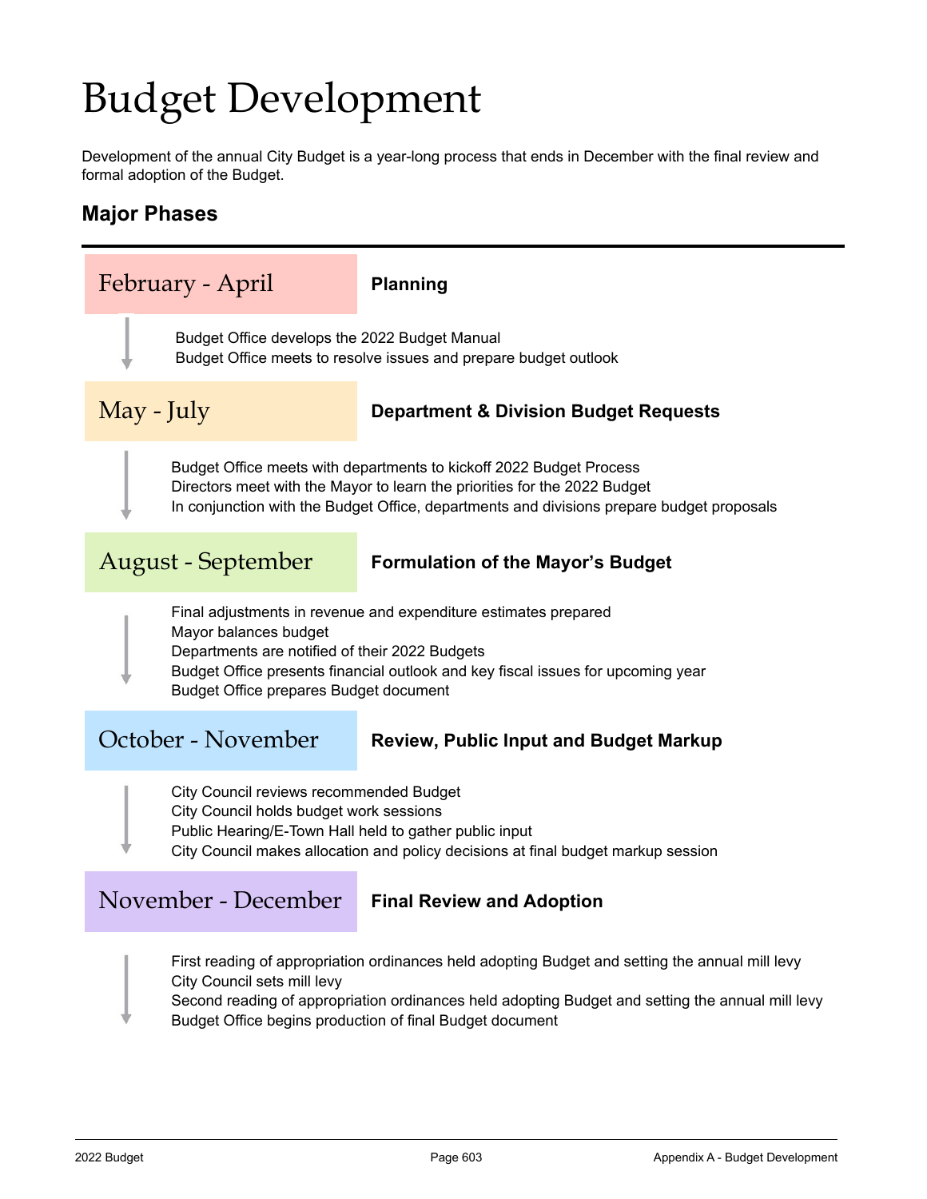# Budget Development

Development of the annual City Budget is a year-long process that ends in December with the final review and formal adoption of the Budget.

## Major Phases

### February - April — Planning

Budget Office develops the 2022 Budget Manual
Budget Office meets to resolve issues and prepare budget outlook

### May - July — Department & Division Budget Requests

Budget Office meets with departments to kickoff 2022 Budget Process
Directors meet with the Mayor to learn the priorities for the 2022 Budget
In conjunction with the Budget Office, departments and divisions prepare budget proposals

### August - September — Formulation of the Mayor's Budget

Final adjustments in revenue and expenditure estimates prepared
Mayor balances budget
Departments are notified of their 2022 Budgets
Budget Office presents financial outlook and key fiscal issues for upcoming year
Budget Office prepares Budget document

### October - November — Review, Public Input and Budget Markup

City Council reviews recommended Budget
City Council holds budget work sessions
Public Hearing/E-Town Hall held to gather public input
City Council makes allocation and policy decisions at final budget markup session

### November - December — Final Review and Adoption

First reading of appropriation ordinances held adopting Budget and setting the annual mill levy
City Council sets mill levy
Second reading of appropriation ordinances held adopting Budget and setting the annual mill levy
Budget Office begins production of final Budget document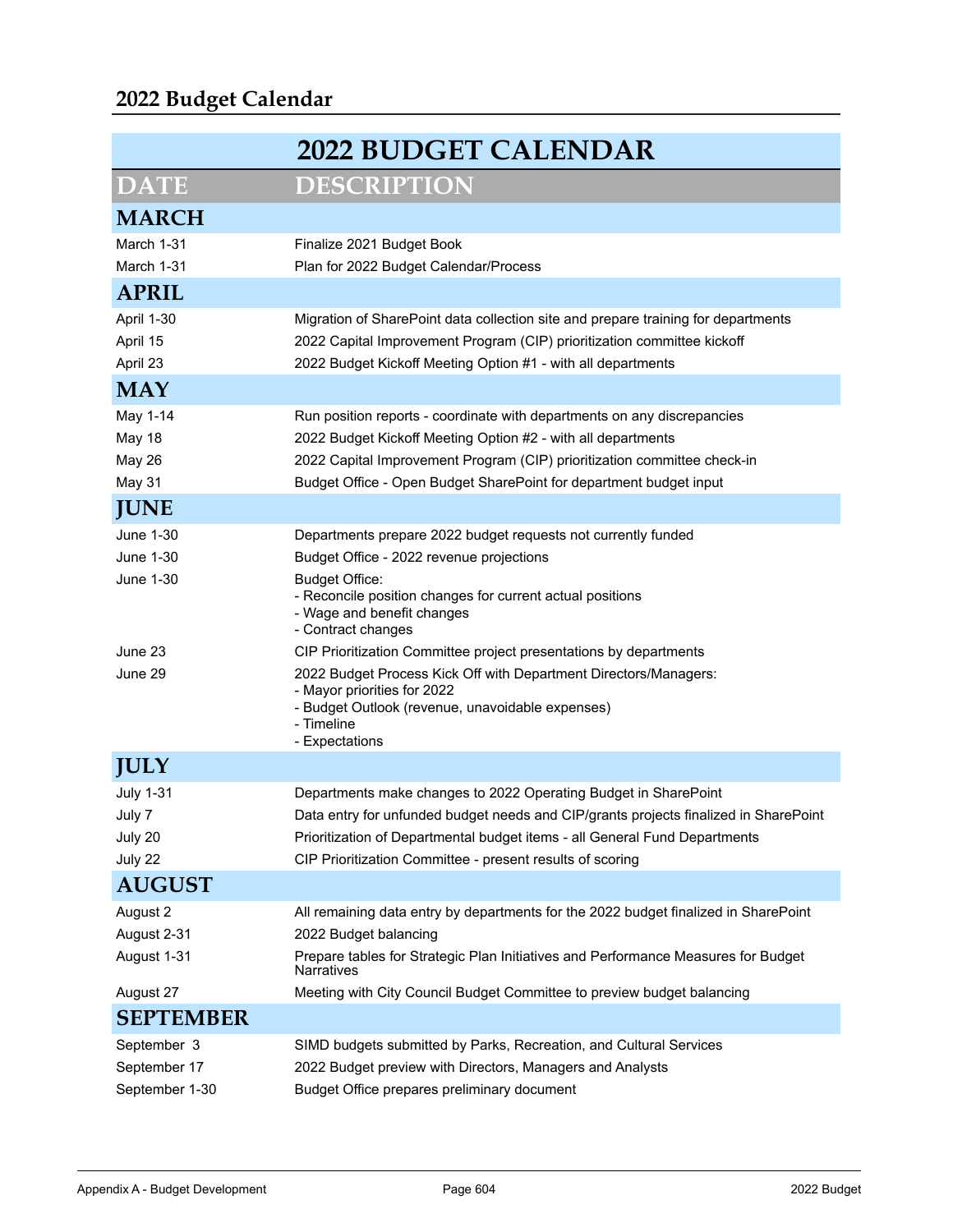## 2022 Budget Calendar

| 2022 BUDGET CALENDAR | |
|---|---|
| **DATE** | **DESCRIPTION** |
| **MARCH** | |
| March 1-31 | Finalize 2021 Budget Book |
| March 1-31 | Plan for 2022 Budget Calendar/Process |
| **APRIL** | |
| April 1-30 | Migration of SharePoint data collection site and prepare training for departments |
| April 15 | 2022 Capital Improvement Program (CIP) prioritization committee kickoff |
| April 23 | 2022 Budget Kickoff Meeting Option #1 - with all departments |
| **MAY** | |
| May 1-14 | Run position reports - coordinate with departments on any discrepancies |
| May 18 | 2022 Budget Kickoff Meeting Option #2 - with all departments |
| May 26 | 2022 Capital Improvement Program (CIP) prioritization committee check-in |
| May 31 | Budget Office - Open Budget SharePoint for department budget input |
| **JUNE** | |
| June 1-30 | Departments prepare 2022 budget requests not currently funded |
| June 1-30 | Budget Office - 2022 revenue projections |
| June 1-30 | Budget Office:<br>- Reconcile position changes for current actual positions<br>- Wage and benefit changes<br>- Contract changes |
| June 23 | CIP Prioritization Committee project presentations by departments |
| June 29 | 2022 Budget Process Kick Off with Department Directors/Managers:<br>- Mayor priorities for 2022<br>- Budget Outlook (revenue, unavoidable expenses)<br>- Timeline<br>- Expectations |
| **JULY** | |
| July 1-31 | Departments make changes to 2022 Operating Budget in SharePoint |
| July 7 | Data entry for unfunded budget needs and CIP/grants projects finalized in SharePoint |
| July 20 | Prioritization of Departmental budget items - all General Fund Departments |
| July 22 | CIP Prioritization Committee - present results of scoring |
| **AUGUST** | |
| August 2 | All remaining data entry by departments for the 2022 budget finalized in SharePoint |
| August 2-31 | 2022 Budget balancing |
| August 1-31 | Prepare tables for Strategic Plan Initiatives and Performance Measures for Budget Narratives |
| August 27 | Meeting with City Council Budget Committee to preview budget balancing |
| **SEPTEMBER** | |
| September 3 | SIMD budgets submitted by Parks, Recreation, and Cultural Services |
| September 17 | 2022 Budget preview with Directors, Managers and Analysts |
| September 1-30 | Budget Office prepares preliminary document |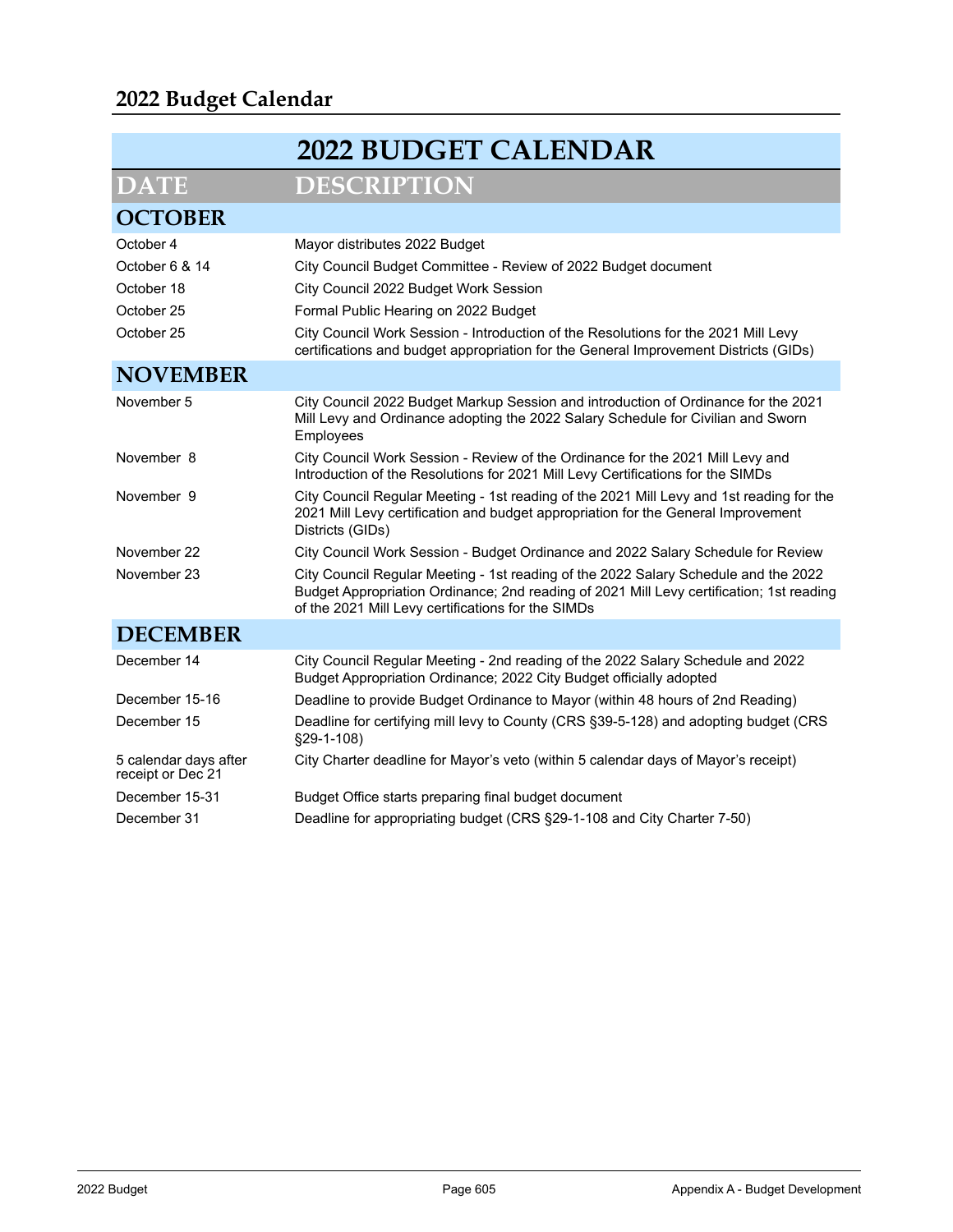## 2022 Budget Calendar

| 2022 BUDGET CALENDAR | |
|---|---|
| **DATE** | **DESCRIPTION** |
| **OCTOBER** | |
| October 4 | Mayor distributes 2022 Budget |
| October 6 & 14 | City Council Budget Committee - Review of 2022 Budget document |
| October 18 | City Council 2022 Budget Work Session |
| October 25 | Formal Public Hearing on 2022 Budget |
| October 25 | City Council Work Session - Introduction of the Resolutions for the 2021 Mill Levy certifications and budget appropriation for the General Improvement Districts (GIDs) |
| **NOVEMBER** | |
| November 5 | City Council 2022 Budget Markup Session and introduction of Ordinance for the 2021 Mill Levy and Ordinance adopting the 2022 Salary Schedule for Civilian and Sworn Employees |
| November 8 | City Council Work Session - Review of the Ordinance for the 2021 Mill Levy and Introduction of the Resolutions for 2021 Mill Levy Certifications for the SIMDs |
| November 9 | City Council Regular Meeting - 1st reading of the 2021 Mill Levy and 1st reading for the 2021 Mill Levy certification and budget appropriation for the General Improvement Districts (GIDs) |
| November 22 | City Council Work Session - Budget Ordinance and 2022 Salary Schedule for Review |
| November 23 | City Council Regular Meeting - 1st reading of the 2022 Salary Schedule and the 2022 Budget Appropriation Ordinance; 2nd reading of 2021 Mill Levy certification; 1st reading of the 2021 Mill Levy certifications for the SIMDs |
| **DECEMBER** | |
| December 14 | City Council Regular Meeting - 2nd reading of the 2022 Salary Schedule and 2022 Budget Appropriation Ordinance; 2022 City Budget officially adopted |
| December 15-16 | Deadline to provide Budget Ordinance to Mayor (within 48 hours of 2nd Reading) |
| December 15 | Deadline for certifying mill levy to County (CRS §39-5-128) and adopting budget (CRS §29-1-108) |
| 5 calendar days after receipt or Dec 21 | City Charter deadline for Mayor's veto (within 5 calendar days of Mayor's receipt) |
| December 15-31 | Budget Office starts preparing final budget document |
| December 31 | Deadline for appropriating budget (CRS §29-1-108 and City Charter 7-50) |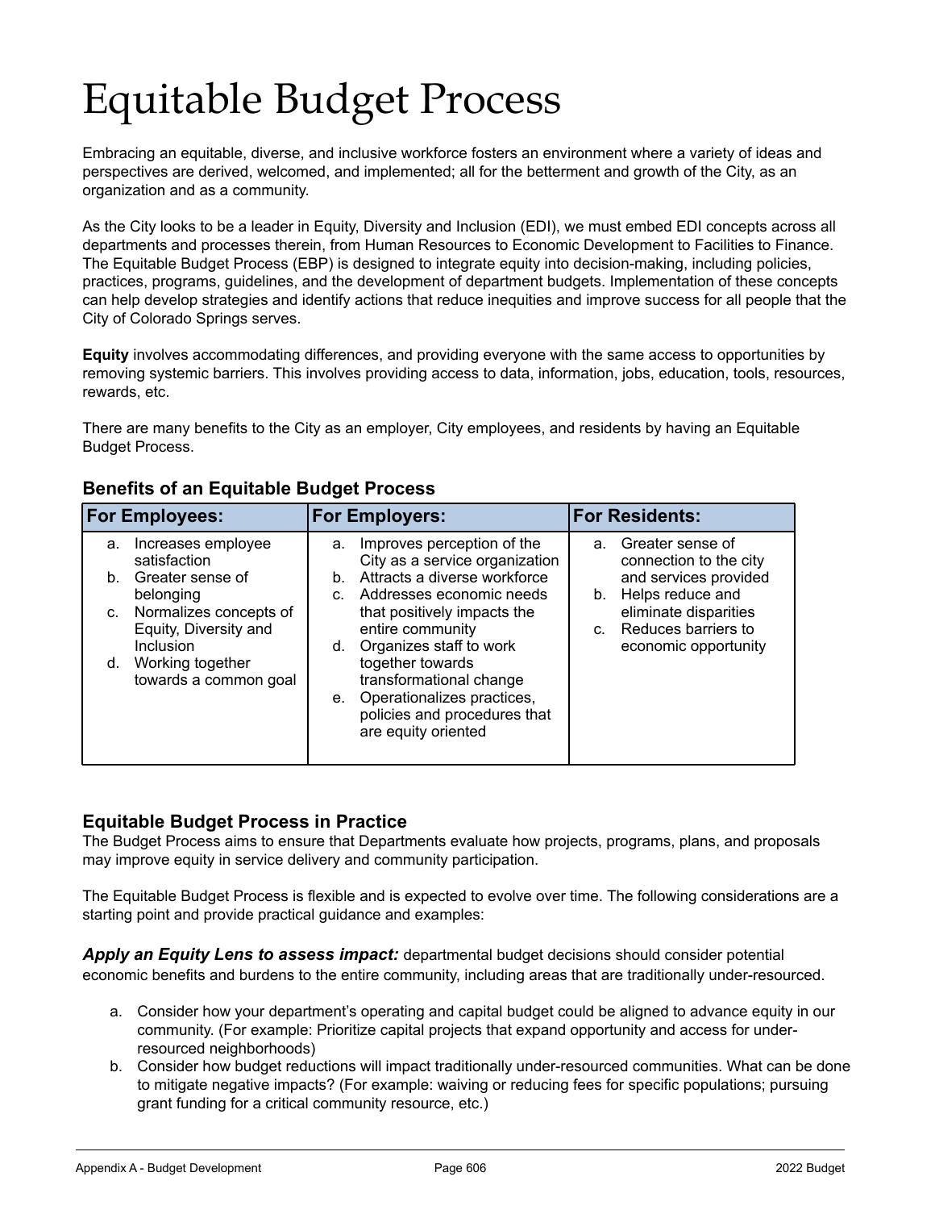# Equitable Budget Process

Embracing an equitable, diverse, and inclusive workforce fosters an environment where a variety of ideas and perspectives are derived, welcomed, and implemented; all for the betterment and growth of the City, as an organization and as a community.

As the City looks to be a leader in Equity, Diversity and Inclusion (EDI), we must embed EDI concepts across all departments and processes therein, from Human Resources to Economic Development to Facilities to Finance. The Equitable Budget Process (EBP) is designed to integrate equity into decision-making, including policies, practices, programs, guidelines, and the development of department budgets. Implementation of these concepts can help develop strategies and identify actions that reduce inequities and improve success for all people that the City of Colorado Springs serves.

**Equity** involves accommodating differences, and providing everyone with the same access to opportunities by removing systemic barriers. This involves providing access to data, information, jobs, education, tools, resources, rewards, etc.

There are many benefits to the City as an employer, City employees, and residents by having an Equitable Budget Process.

### Benefits of an Equitable Budget Process

| For Employees: | For Employers: | For Residents: |
|---|---|---|
| a. Increases employee satisfaction<br>b. Greater sense of belonging<br>c. Normalizes concepts of Equity, Diversity and Inclusion<br>d. Working together towards a common goal | a. Improves perception of the City as a service organization<br>b. Attracts a diverse workforce<br>c. Addresses economic needs that positively impacts the entire community<br>d. Organizes staff to work together towards transformational change<br>e. Operationalizes practices, policies and procedures that are equity oriented | a. Greater sense of connection to the city and services provided<br>b. Helps reduce and eliminate disparities<br>c. Reduces barriers to economic opportunity |

### Equitable Budget Process in Practice

The Budget Process aims to ensure that Departments evaluate how projects, programs, plans, and proposals may improve equity in service delivery and community participation.

The Equitable Budget Process is flexible and is expected to evolve over time. The following considerations are a starting point and provide practical guidance and examples:

***Apply an Equity Lens to assess impact:*** departmental budget decisions should consider potential economic benefits and burdens to the entire community, including areas that are traditionally under-resourced.

a. Consider how your department's operating and capital budget could be aligned to advance equity in our community. (For example: Prioritize capital projects that expand opportunity and access for under-resourced neighborhoods)
b. Consider how budget reductions will impact traditionally under-resourced communities. What can be done to mitigate negative impacts? (For example: waiving or reducing fees for specific populations; pursuing grant funding for a critical community resource, etc.)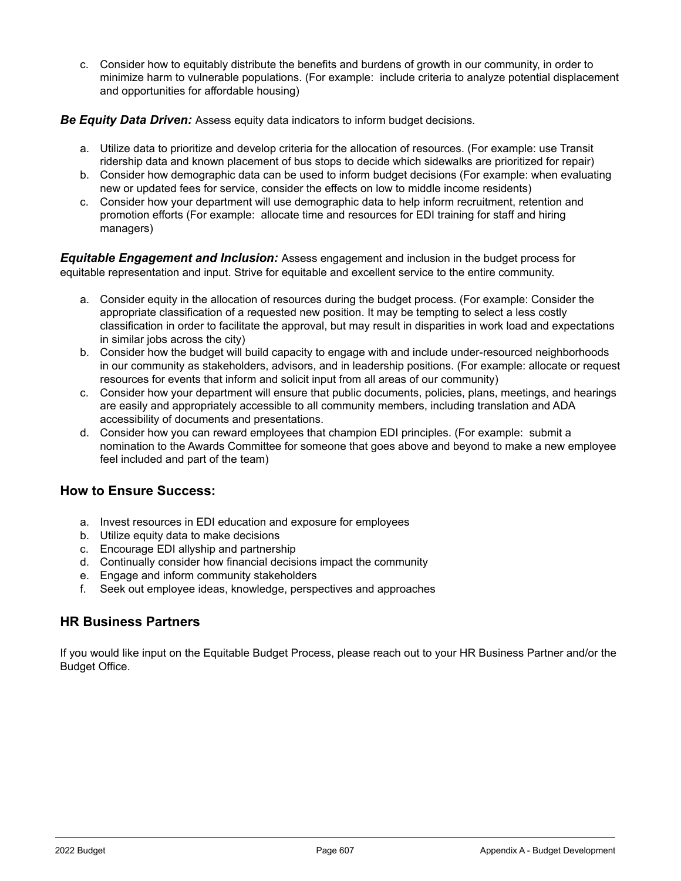c. Consider how to equitably distribute the benefits and burdens of growth in our community, in order to minimize harm to vulnerable populations. (For example: include criteria to analyze potential displacement and opportunities for affordable housing)

***Be Equity Data Driven:*** Assess equity data indicators to inform budget decisions.

a. Utilize data to prioritize and develop criteria for the allocation of resources. (For example: use Transit ridership data and known placement of bus stops to decide which sidewalks are prioritized for repair)
b. Consider how demographic data can be used to inform budget decisions (For example: when evaluating new or updated fees for service, consider the effects on low to middle income residents)
c. Consider how your department will use demographic data to help inform recruitment, retention and promotion efforts (For example: allocate time and resources for EDI training for staff and hiring managers)

***Equitable Engagement and Inclusion:*** Assess engagement and inclusion in the budget process for equitable representation and input. Strive for equitable and excellent service to the entire community.

a. Consider equity in the allocation of resources during the budget process. (For example: Consider the appropriate classification of a requested new position. It may be tempting to select a less costly classification in order to facilitate the approval, but may result in disparities in work load and expectations in similar jobs across the city)
b. Consider how the budget will build capacity to engage with and include under-resourced neighborhoods in our community as stakeholders, advisors, and in leadership positions. (For example: allocate or request resources for events that inform and solicit input from all areas of our community)
c. Consider how your department will ensure that public documents, policies, plans, meetings, and hearings are easily and appropriately accessible to all community members, including translation and ADA accessibility of documents and presentations.
d. Consider how you can reward employees that champion EDI principles. (For example: submit a nomination to the Awards Committee for someone that goes above and beyond to make a new employee feel included and part of the team)

## How to Ensure Success:

a. Invest resources in EDI education and exposure for employees
b. Utilize equity data to make decisions
c. Encourage EDI allyship and partnership
d. Continually consider how financial decisions impact the community
e. Engage and inform community stakeholders
f. Seek out employee ideas, knowledge, perspectives and approaches

## HR Business Partners

If you would like input on the Equitable Budget Process, please reach out to your HR Business Partner and/or the Budget Office.